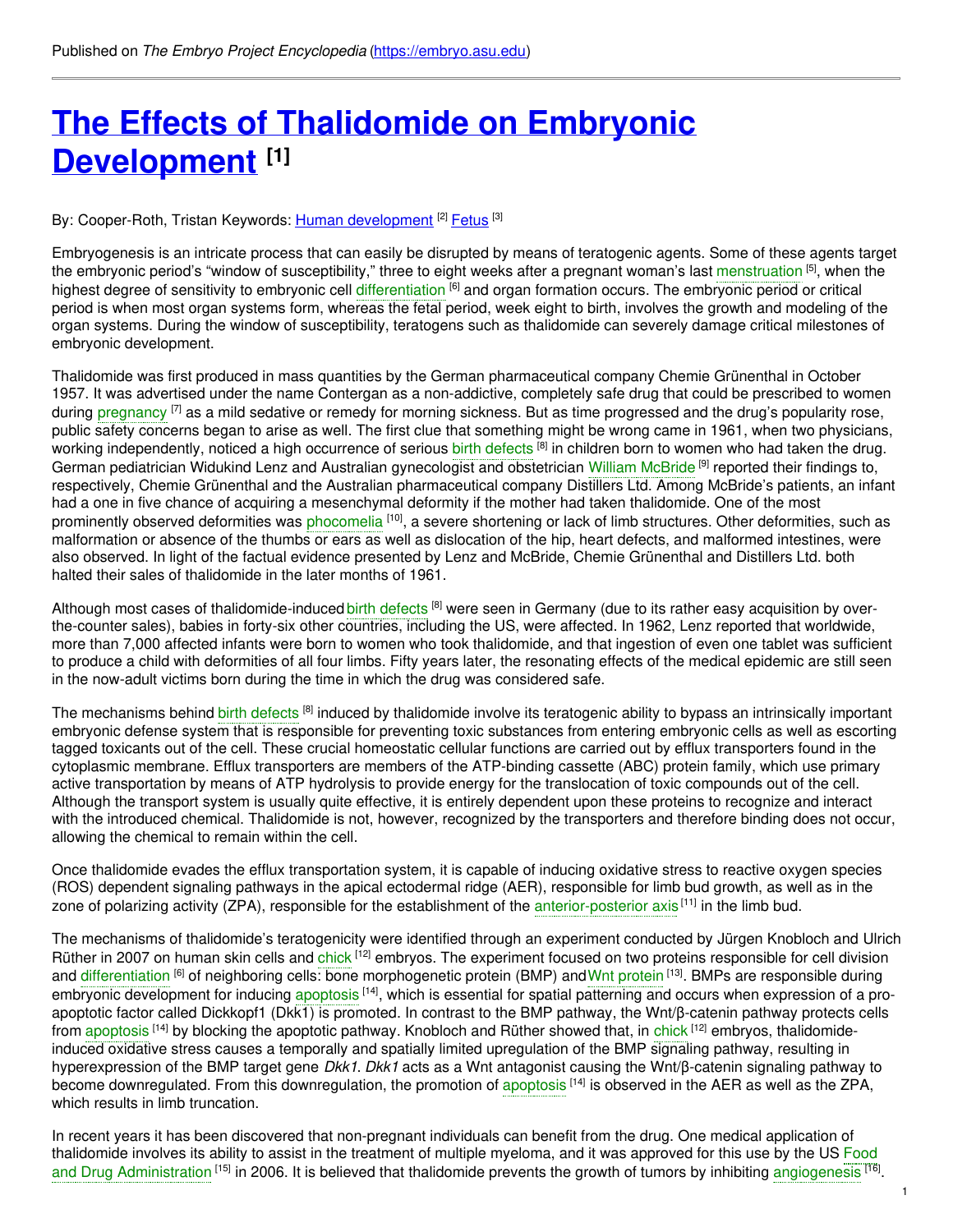Published on *The Embryo Project Encyclopedia* (https://embryo.asu.edu)

# The Effects of Thalidomide on Embryonic Development [1]

By: Cooper-Roth, Tristan Keywords: Human development [2] Fetus [3]

Embryogenesis is an intricate process that can easily be disrupted by means of teratogenic agents. Some of these agents target the embryonic period's "window of susceptibility," three to eight weeks after a pregnant woman's last menstruation [5], when the highest degree of sensitivity to embryonic cell differentiation [6] and organ formation occurs. The embryonic period or critical period is when most organ systems form, whereas the fetal period, week eight to birth, involves the growth and modeling of the organ systems. During the window of susceptibility, teratogens such as thalidomide can severely damage critical milestones of embryonic development.

Thalidomide was first produced in mass quantities by the German pharmaceutical company Chemie Grünenthal in October 1957. It was advertised under the name Contergan as a non-addictive, completely safe drug that could be prescribed to women during pregnancy [7] as a mild sedative or remedy for morning sickness. But as time progressed and the drug's popularity rose, public safety concerns began to arise as well. The first clue that something might be wrong came in 1961, when two physicians, working independently, noticed a high occurrence of serious birth defects [8] in children born to women who had taken the drug. German pediatrician Widukind Lenz and Australian gynecologist and obstetrician William McBride [9] reported their findings to, respectively, Chemie Grünenthal and the Australian pharmaceutical company Distillers Ltd. Among McBride's patients, an infant had a one in five chance of acquiring a mesenchymal deformity if the mother had taken thalidomide. One of the most prominently observed deformities was phocomelia [10], a severe shortening or lack of limb structures. Other deformities, such as malformation or absence of the thumbs or ears as well as dislocation of the hip, heart defects, and malformed intestines, were also observed. In light of the factual evidence presented by Lenz and McBride, Chemie Grünenthal and Distillers Ltd. both halted their sales of thalidomide in the later months of 1961.

Although most cases of thalidomide-induced birth defects [8] were seen in Germany (due to its rather easy acquisition by over-the-counter sales), babies in forty-six other countries, including the US, were affected. In 1962, Lenz reported that worldwide, more than 7,000 affected infants were born to women who took thalidomide, and that ingestion of even one tablet was sufficient to produce a child with deformities of all four limbs. Fifty years later, the resonating effects of the medical epidemic are still seen in the now-adult victims born during the time in which the drug was considered safe.

The mechanisms behind birth defects [8] induced by thalidomide involve its teratogenic ability to bypass an intrinsically important embryonic defense system that is responsible for preventing toxic substances from entering embryonic cells as well as escorting tagged toxicants out of the cell. These crucial homeostatic cellular functions are carried out by efflux transporters found in the cytoplasmic membrane. Efflux transporters are members of the ATP-binding cassette (ABC) protein family, which use primary active transportation by means of ATP hydrolysis to provide energy for the translocation of toxic compounds out of the cell. Although the transport system is usually quite effective, it is entirely dependent upon these proteins to recognize and interact with the introduced chemical. Thalidomide is not, however, recognized by the transporters and therefore binding does not occur, allowing the chemical to remain within the cell.

Once thalidomide evades the efflux transportation system, it is capable of inducing oxidative stress to reactive oxygen species (ROS) dependent signaling pathways in the apical ectodermal ridge (AER), responsible for limb bud growth, as well as in the zone of polarizing activity (ZPA), responsible for the establishment of the anterior-posterior axis [11] in the limb bud.

The mechanisms of thalidomide's teratogenicity were identified through an experiment conducted by Jürgen Knobloch and Ulrich Rüther in 2007 on human skin cells and chick [12] embryos. The experiment focused on two proteins responsible for cell division and differentiation [6] of neighboring cells: bone morphogenetic protein (BMP) and Wnt protein [13]. BMPs are responsible during embryonic development for inducing apoptosis [14], which is essential for spatial patterning and occurs when expression of a pro-apoptotic factor called Dickkopf1 (Dkk1) is promoted. In contrast to the BMP pathway, the Wnt/β-catenin pathway protects cells from apoptosis [14] by blocking the apoptotic pathway. Knobloch and Rüther showed that, in chick [12] embryos, thalidomide-induced oxidative stress causes a temporally and spatially limited upregulation of the BMP signaling pathway, resulting in hyperexpression of the BMP target gene *Dkk1*. *Dkk1* acts as a Wnt antagonist causing the Wnt/β-catenin signaling pathway to become downregulated. From this downregulation, the promotion of apoptosis [14] is observed in the AER as well as the ZPA, which results in limb truncation.

In recent years it has been discovered that non-pregnant individuals can benefit from the drug. One medical application of thalidomide involves its ability to assist in the treatment of multiple myeloma, and it was approved for this use by the US Food and Drug Administration [15] in 2006. It is believed that thalidomide prevents the growth of tumors by inhibiting angiogenesis [16].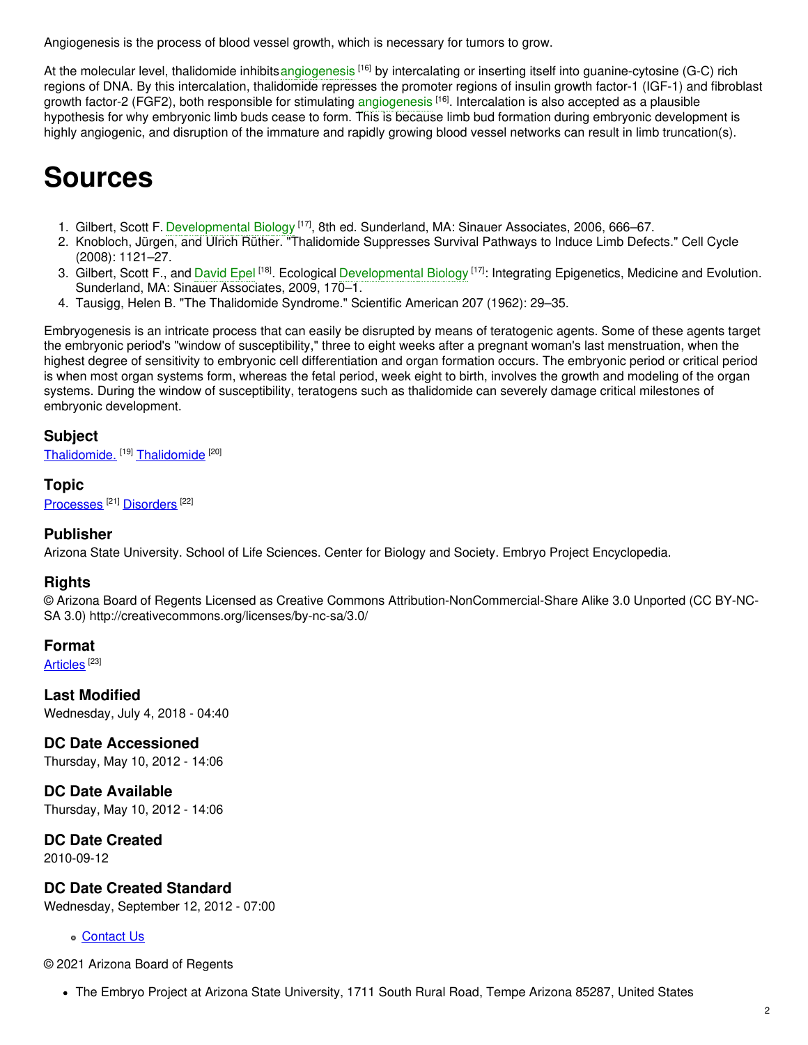Angiogenesis is the process of blood vessel growth, which is necessary for tumors to grow.

At the molecular level, thalidomide inhibits angiogenesis [16] by intercalating or inserting itself into guanine-cytosine (G-C) rich regions of DNA. By this intercalation, thalidomide represses the promoter regions of insulin growth factor-1 (IGF-1) and fibroblast growth factor-2 (FGF2), both responsible for stimulating angiogenesis [16]. Intercalation is also accepted as a plausible hypothesis for why embryonic limb buds cease to form. This is because limb bud formation during embryonic development is highly angiogenic, and disruption of the immature and rapidly growing blood vessel networks can result in limb truncation(s).

# Sources

1. Gilbert, Scott F. Developmental Biology [17], 8th ed. Sunderland, MA: Sinauer Associates, 2006, 666–67.
2. Knobloch, Jürgen, and Ulrich Rüther. "Thalidomide Suppresses Survival Pathways to Induce Limb Defects." Cell Cycle (2008): 1121–27.
3. Gilbert, Scott F., and David Epel [18]. Ecological Developmental Biology [17]: Integrating Epigenetics, Medicine and Evolution. Sunderland, MA: Sinauer Associates, 2009, 170–1.
4. Tausigg, Helen B. "The Thalidomide Syndrome." Scientific American 207 (1962): 29–35.

Embryogenesis is an intricate process that can easily be disrupted by means of teratogenic agents. Some of these agents target the embryonic period's "window of susceptibility," three to eight weeks after a pregnant woman's last menstruation, when the highest degree of sensitivity to embryonic cell differentiation and organ formation occurs. The embryonic period or critical period is when most organ systems form, whereas the fetal period, week eight to birth, involves the growth and modeling of the organ systems. During the window of susceptibility, teratogens such as thalidomide can severely damage critical milestones of embryonic development.

### Subject

Thalidomide. [19] Thalidomide [20]

### Topic

Processes [21] Disorders [22]

### Publisher

Arizona State University. School of Life Sciences. Center for Biology and Society. Embryo Project Encyclopedia.

### Rights

© Arizona Board of Regents Licensed as Creative Commons Attribution-NonCommercial-Share Alike 3.0 Unported (CC BY-NC-SA 3.0) http://creativecommons.org/licenses/by-nc-sa/3.0/

### Format

Articles [23]

### Last Modified

Wednesday, July 4, 2018 - 04:40

### DC Date Accessioned

Thursday, May 10, 2012 - 14:06

### DC Date Available

Thursday, May 10, 2012 - 14:06

### DC Date Created

2010-09-12

### DC Date Created Standard

Wednesday, September 12, 2012 - 07:00

- Contact Us

© 2021 Arizona Board of Regents

- The Embryo Project at Arizona State University, 1711 South Rural Road, Tempe Arizona 85287, United States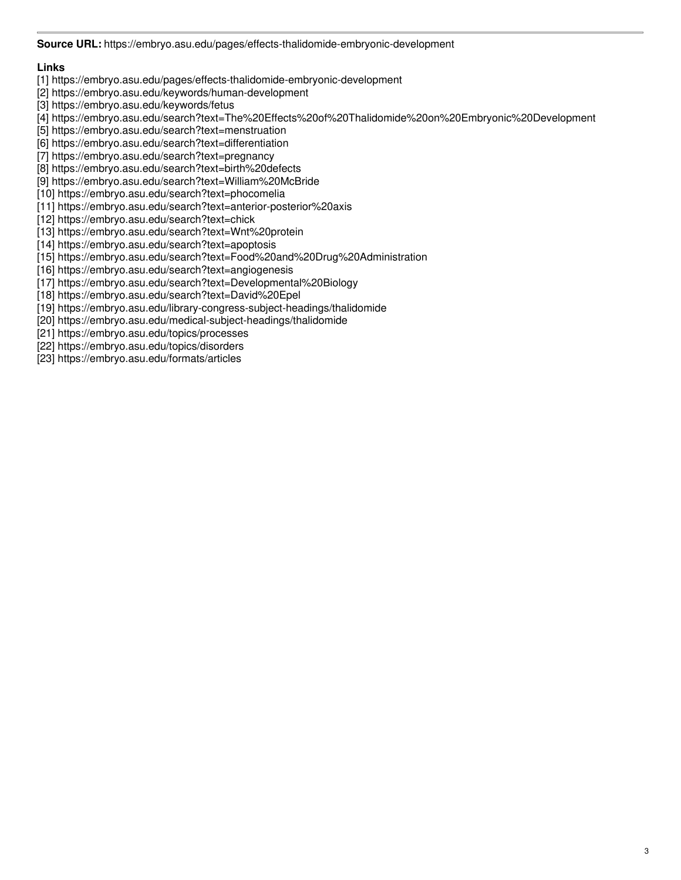**Source URL:** https://embryo.asu.edu/pages/effects-thalidomide-embryonic-development

**Links**

[1] https://embryo.asu.edu/pages/effects-thalidomide-embryonic-development
[2] https://embryo.asu.edu/keywords/human-development
[3] https://embryo.asu.edu/keywords/fetus
[4] https://embryo.asu.edu/search?text=The%20Effects%20of%20Thalidomide%20on%20Embryonic%20Development
[5] https://embryo.asu.edu/search?text=menstruation
[6] https://embryo.asu.edu/search?text=differentiation
[7] https://embryo.asu.edu/search?text=pregnancy
[8] https://embryo.asu.edu/search?text=birth%20defects
[9] https://embryo.asu.edu/search?text=William%20McBride
[10] https://embryo.asu.edu/search?text=phocomelia
[11] https://embryo.asu.edu/search?text=anterior-posterior%20axis
[12] https://embryo.asu.edu/search?text=chick
[13] https://embryo.asu.edu/search?text=Wnt%20protein
[14] https://embryo.asu.edu/search?text=apoptosis
[15] https://embryo.asu.edu/search?text=Food%20and%20Drug%20Administration
[16] https://embryo.asu.edu/search?text=angiogenesis
[17] https://embryo.asu.edu/search?text=Developmental%20Biology
[18] https://embryo.asu.edu/search?text=David%20Epel
[19] https://embryo.asu.edu/library-congress-subject-headings/thalidomide
[20] https://embryo.asu.edu/medical-subject-headings/thalidomide
[21] https://embryo.asu.edu/topics/processes
[22] https://embryo.asu.edu/topics/disorders
[23] https://embryo.asu.edu/formats/articles